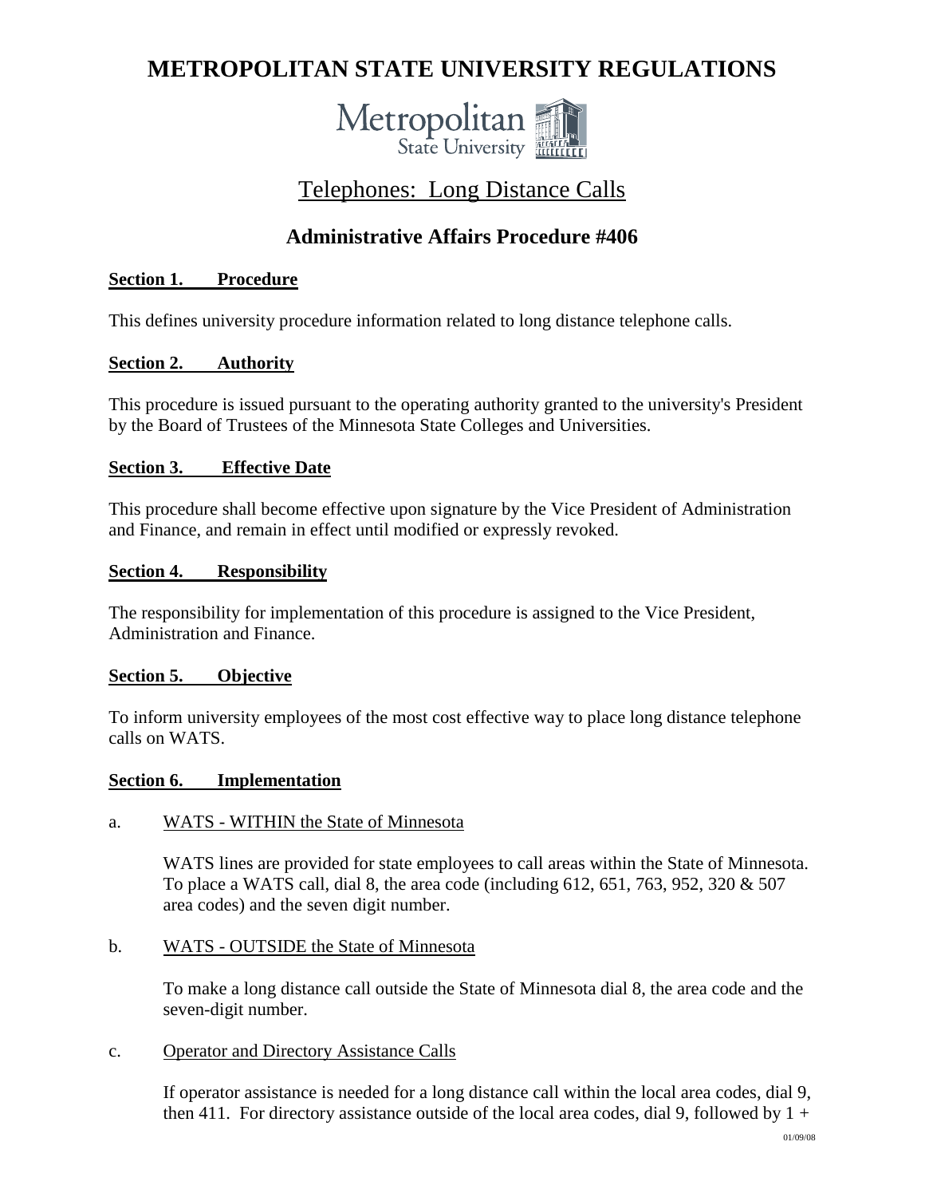# METROPOLITAN STATE UNIVERSITY REGULATIONS

## Telephones: Long Distance Calls

## Administrative Affairs Procedure #406

**Section 1. Procedure**

This defines university procedure information related to long distance telephone calls.

**Section 2. Authority**

This procedure is issued pursuant to the operating authority granted to the university's President by the Board of Trustees of the Minnesota State Colleges and Universities.

**Section 3. Effective Date**

This procedure shall become effective upon signature by the Vice President of Administration and Finance, and remain in effect until modified or expressly revoked.

**Section 4. Responsibility**

The responsibility for implementation of this procedure is assigned to the Vice President, Administration and Finance.

**Section 5. Objective**

To inform university employees of the most cost effective way to place long distance telephone calls on WATS.

**Section 6. Implementation**

a. WATS - WITHIN the State of Minnesota

WATS lines are provided for state employees to call areas within the State of Minnesota. To place a WATS call, dial 8, the area code (including 612, 651, 763, 952, 320 & 507 area codes) and the seven digit number.

b. WATS - OUTSIDE the State of Minnesota

To make a long distance call outside the State of Minnesota dial 8, the area code and the seven-digit number.

c. Operator and Directory Assistance Calls

If operator assistance is needed for a long distance call within the local area codes, dial 9, then 411. For directory assistance outside of the local area codes, dial 9, followed by 1 +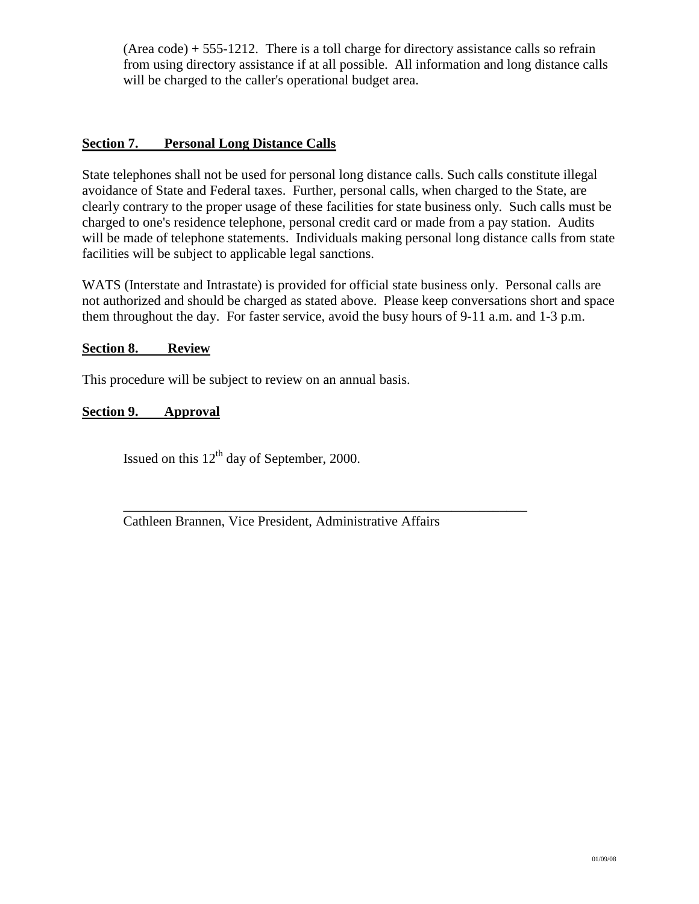(Area code) + 555-1212. There is a toll charge for directory assistance calls so refrain from using directory assistance if at all possible. All information and long distance calls will be charged to the caller's operational budget area.

## Section 7. Personal Long Distance Calls

State telephones shall not be used for personal long distance calls. Such calls constitute illegal avoidance of State and Federal taxes. Further, personal calls, when charged to the State, are clearly contrary to the proper usage of these facilities for state business only. Such calls must be charged to one's residence telephone, personal credit card or made from a pay station. Audits will be made of telephone statements. Individuals making personal long distance calls from state facilities will be subject to applicable legal sanctions.

WATS (Interstate and Intrastate) is provided for official state business only. Personal calls are not authorized and should be charged as stated above. Please keep conversations short and space them throughout the day. For faster service, avoid the busy hours of 9-11 a.m. and 1-3 p.m.

## Section 8. Review

This procedure will be subject to review on an annual basis.

## Section 9. Approval

Issued on this 12th day of September, 2000.

\_\_\_\_\_\_\_\_\_\_\_\_\_\_\_\_\_\_\_\_\_\_\_\_\_\_\_\_\_\_\_\_\_\_\_\_\_\_\_\_\_\_\_\_\_\_\_\_\_\_\_\_\_\_\_\_\_\_\_\_

Cathleen Brannen, Vice President, Administrative Affairs

01/09/08